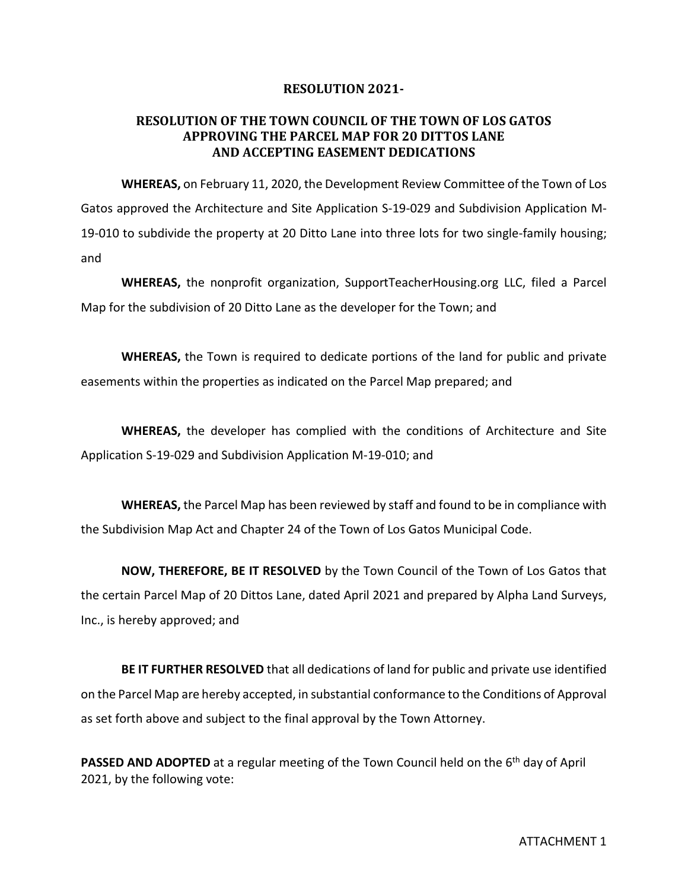**RESOLUTION 2021-**

**RESOLUTION OF THE TOWN COUNCIL OF THE TOWN OF LOS GATOS APPROVING THE PARCEL MAP FOR 20 DITTOS LANE AND ACCEPTING EASEMENT DEDICATIONS**

**WHEREAS,** on February 11, 2020, the Development Review Committee of the Town of Los Gatos approved the Architecture and Site Application S-19-029 and Subdivision Application M-19-010 to subdivide the property at 20 Ditto Lane into three lots for two single-family housing; and

**WHEREAS,** the nonprofit organization, SupportTeacherHousing.org LLC, filed a Parcel Map for the subdivision of 20 Ditto Lane as the developer for the Town; and

**WHEREAS,** the Town is required to dedicate portions of the land for public and private easements within the properties as indicated on the Parcel Map prepared; and

**WHEREAS,** the developer has complied with the conditions of Architecture and Site Application S-19-029 and Subdivision Application M-19-010; and

**WHEREAS,** the Parcel Map has been reviewed by staff and found to be in compliance with the Subdivision Map Act and Chapter 24 of the Town of Los Gatos Municipal Code.

**NOW, THEREFORE, BE IT RESOLVED** by the Town Council of the Town of Los Gatos that the certain Parcel Map of 20 Dittos Lane, dated April 2021 and prepared by Alpha Land Surveys, Inc., is hereby approved; and

**BE IT FURTHER RESOLVED** that all dedications of land for public and private use identified on the Parcel Map are hereby accepted, in substantial conformance to the Conditions of Approval as set forth above and subject to the final approval by the Town Attorney.

**PASSED AND ADOPTED** at a regular meeting of the Town Council held on the 6th day of April 2021, by the following vote:

ATTACHMENT 1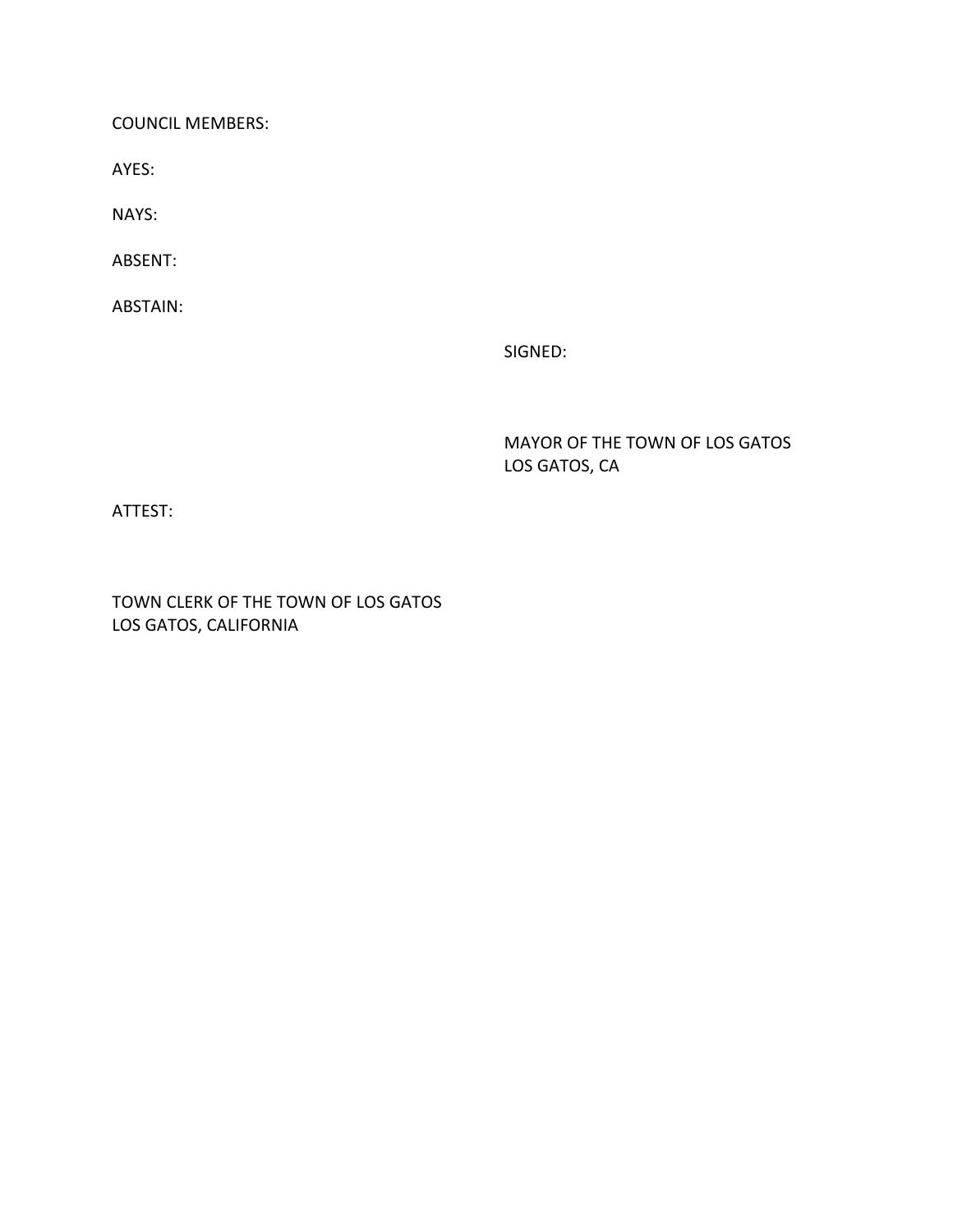COUNCIL MEMBERS:

AYES:

NAYS:

ABSENT:

ABSTAIN:

SIGNED:

MAYOR OF THE TOWN OF LOS GATOS
LOS GATOS, CA

ATTEST:

TOWN CLERK OF THE TOWN OF LOS GATOS
LOS GATOS, CALIFORNIA